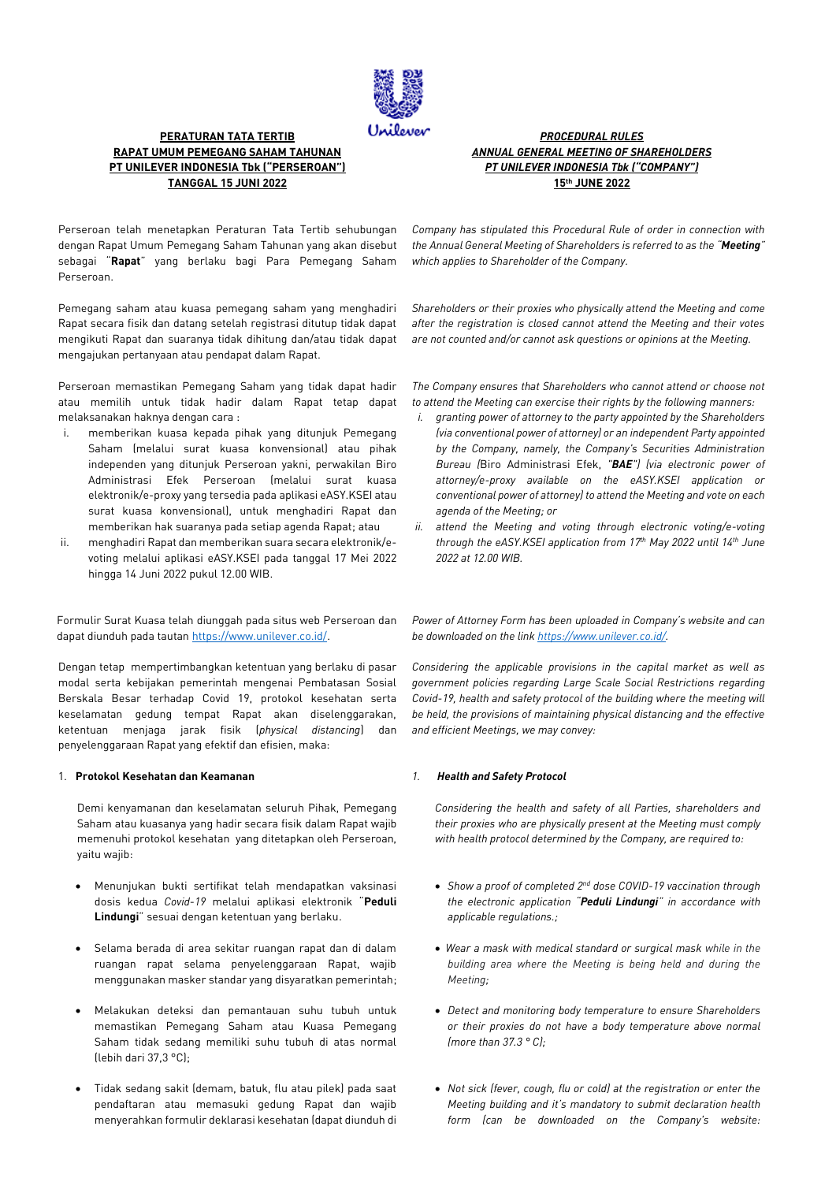**PERATURAN TATA TERTIB**
**RAPAT UMUM PEMEGANG SAHAM TAHUNAN**
**PT UNILEVER INDONESIA Tbk ("PERSEROAN")**
**TANGGAL 15 JUNI 2022**

Perseroan telah menetapkan Peraturan Tata Tertib sehubungan dengan Rapat Umum Pemegang Saham Tahunan yang akan disebut sebagai "**Rapat**" yang berlaku bagi Para Pemegang Saham Perseroan.

Pemegang saham atau kuasa pemegang saham yang menghadiri Rapat secara fisik dan datang setelah registrasi ditutup tidak dapat mengikuti Rapat dan suaranya tidak dihitung dan/atau tidak dapat mengajukan pertanyaan atau pendapat dalam Rapat.

Perseroan memastikan Pemegang Saham yang tidak dapat hadir atau memilih untuk tidak hadir dalam Rapat tetap dapat melaksanakan haknya dengan cara :

i. memberikan kuasa kepada pihak yang ditunjuk Pemegang Saham (melalui surat kuasa konvensional) atau pihak independen yang ditunjuk Perseroan yakni, perwakilan Biro Administrasi Efek Perseroan (melalui surat kuasa elektronik/e-proxy yang tersedia pada aplikasi eASY.KSEI atau surat kuasa konvensional), untuk menghadiri Rapat dan memberikan hak suaranya pada setiap agenda Rapat; atau
ii. menghadiri Rapat dan memberikan suara secara elektronik/e-voting melalui aplikasi eASY.KSEI pada tanggal 17 Mei 2022 hingga 14 Juni 2022 pukul 12.00 WIB.

Formulir Surat Kuasa telah diunggah pada situs web Perseroan dan dapat diunduh pada tautan https://www.unilever.co.id/.

Dengan tetap mempertimbangkan ketentuan yang berlaku di pasar modal serta kebijakan pemerintah mengenai Pembatasan Sosial Berskala Besar terhadap Covid 19, protokol kesehatan serta keselamatan gedung tempat Rapat akan diselenggarakan, ketentuan menjaga jarak fisik (*physical distancing*) dan penyelenggaraan Rapat yang efektif dan efisien, maka:

1. **Protokol Kesehatan dan Keamanan**

   Demi kenyamanan dan keselamatan seluruh Pihak, Pemegang Saham atau kuasanya yang hadir secara fisik dalam Rapat wajib memenuhi protokol kesehatan yang ditetapkan oleh Perseroan, yaitu wajib:

   - Menunjukan bukti sertifikat telah mendapatkan vaksinasi dosis kedua *Covid-19* melalui aplikasi elektronik "**Peduli Lindungi**" sesuai dengan ketentuan yang berlaku.
   - Selama berada di area sekitar ruangan rapat dan di dalam ruangan rapat selama penyelenggaraan Rapat, wajib menggunakan masker standar yang disyaratkan pemerintah;
   - Melakukan deteksi dan pemantauan suhu tubuh untuk memastikan Pemegang Saham atau Kuasa Pemegang Saham tidak sedang memiliki suhu tubuh di atas normal (lebih dari 37,3 °C);
   - Tidak sedang sakit (demam, batuk, flu atau pilek) pada saat pendaftaran atau memasuki gedung Rapat dan wajib menyerahkan formulir deklarasi kesehatan (dapat diunduh di

***PROCEDURAL RULES***
***ANNUAL GENERAL MEETING OF SHAREHOLDERS***
***PT UNILEVER INDONESIA Tbk ("COMPANY")***
**15th JUNE 2022**

*Company has stipulated this Procedural Rule of order in connection with the Annual General Meeting of Shareholders is referred to as the "**Meeting**" which applies to Shareholder of the Company.*

*Shareholders or their proxies who physically attend the Meeting and come after the registration is closed cannot attend the Meeting and their votes are not counted and/or cannot ask questions or opinions at the Meeting.*

*The Company ensures that Shareholders who cannot attend or choose not to attend the Meeting can exercise their rights by the following manners:*

*i. granting power of attorney to the party appointed by the Shareholders (via conventional power of attorney) or an independent Party appointed by the Company, namely, the Company's Securities Administration Bureau (*Biro Administrasi Efek*, "**BAE**") (via electronic power of attorney/e-proxy available on the eASY.KSEI application or conventional power of attorney) to attend the Meeting and vote on each agenda of the Meeting; or*
*ii. attend the Meeting and voting through electronic voting/e-voting through the eASY.KSEI application from 17th May 2022 until 14th June 2022 at 12.00 WIB.*

*Power of Attorney Form has been uploaded in Company's website and can be downloaded on the link https://www.unilever.co.id/.*

*Considering the applicable provisions in the capital market as well as government policies regarding Large Scale Social Restrictions regarding Covid-19, health and safety protocol of the building where the meeting will be held, the provisions of maintaining physical distancing and the effective and efficient Meetings, we may convey:*

*1. **Health and Safety Protocol***

   *Considering the health and safety of all Parties, shareholders and their proxies who are physically present at the Meeting must comply with health protocol determined by the Company, are required to:*

   - *Show a proof of completed 2nd dose COVID-19 vaccination through the electronic application "**Peduli Lindungi**" in accordance with applicable regulations.;*
   - *Wear a mask with medical standard or surgical mask while in the building area where the Meeting is being held and during the Meeting;*
   - *Detect and monitoring body temperature to ensure Shareholders or their proxies do not have a body temperature above normal (more than 37.3 ° C);*
   - *Not sick (fever, cough, flu or cold) at the registration or enter the Meeting building and it's mandatory to submit declaration health form (can be downloaded on the Company's website:*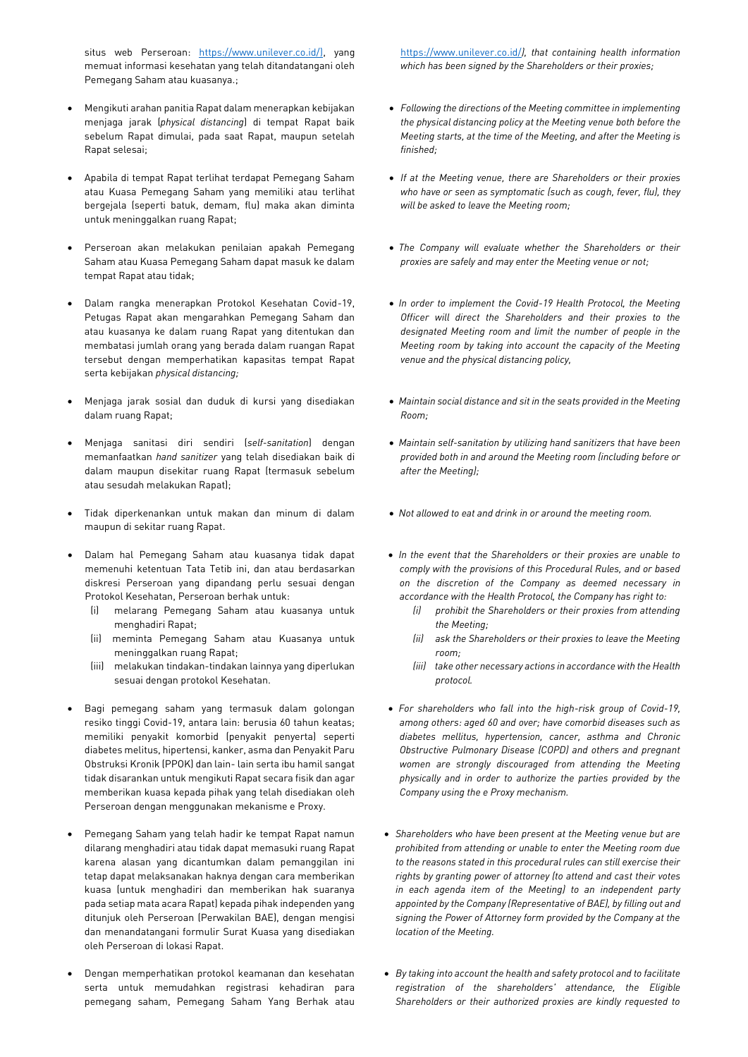situs web Perseroan: https://www.unilever.co.id/), yang memuat informasi kesehatan yang telah ditandatangani oleh Pemegang Saham atau kuasanya.;

- Mengikuti arahan panitia Rapat dalam menerapkan kebijakan menjaga jarak (*physical distancing*) di tempat Rapat baik sebelum Rapat dimulai, pada saat Rapat, maupun setelah Rapat selesai;
- Apabila di tempat Rapat terlihat terdapat Pemegang Saham atau Kuasa Pemegang Saham yang memiliki atau terlihat bergejala (seperti batuk, demam, flu) maka akan diminta untuk meninggalkan ruang Rapat;
- Perseroan akan melakukan penilaian apakah Pemegang Saham atau Kuasa Pemegang Saham dapat masuk ke dalam tempat Rapat atau tidak;
- Dalam rangka menerapkan Protokol Kesehatan Covid-19, Petugas Rapat akan mengarahkan Pemegang Saham dan atau kuasanya ke dalam ruang Rapat yang ditentukan dan membatasi jumlah orang yang berada dalam ruangan Rapat tersebut dengan memperhatikan kapasitas tempat Rapat serta kebijakan *physical distancing;*
- Menjaga jarak sosial dan duduk di kursi yang disediakan dalam ruang Rapat;
- Menjaga sanitasi diri sendiri (*self-sanitation*) dengan memanfaatkan *hand sanitizer* yang telah disediakan baik di dalam maupun disekitar ruang Rapat (termasuk sebelum atau sesudah melakukan Rapat);
- Tidak diperkenankan untuk makan dan minum di dalam maupun di sekitar ruang Rapat.
- Dalam hal Pemegang Saham atau kuasanya tidak dapat memenuhi ketentuan Tata Tetib ini, dan atau berdasarkan diskresi Perseroan yang dipandang perlu sesuai dengan Protokol Kesehatan, Perseroan berhak untuk:
  (i) melarang Pemegang Saham atau kuasanya untuk menghadiri Rapat;
  (ii) meminta Pemegang Saham atau Kuasanya untuk meninggalkan ruang Rapat;
  (iii) melakukan tindakan-tindakan lainnya yang diperlukan sesuai dengan protokol Kesehatan.
- Bagi pemegang saham yang termasuk dalam golongan resiko tinggi Covid-19, antara lain: berusia 60 tahun keatas; memiliki penyakit komorbid (penyakit penyerta) seperti diabetes melitus, hipertensi, kanker, asma dan Penyakit Paru Obstruksi Kronik (PPOK) dan lain- lain serta ibu hamil sangat tidak disarankan untuk mengikuti Rapat secara fisik dan agar memberikan kuasa kepada pihak yang telah disediakan oleh Perseroan dengan menggunakan mekanisme e Proxy.
- Pemegang Saham yang telah hadir ke tempat Rapat namun dilarang menghadiri atau tidak dapat memasuki ruang Rapat karena alasan yang dicantumkan dalam pemanggilan ini tetap dapat melaksanakan haknya dengan cara memberikan kuasa (untuk menghadiri dan memberikan hak suaranya pada setiap mata acara Rapat) kepada pihak independen yang ditunjuk oleh Perseroan (Perwakilan BAE), dengan mengisi dan menandatangani formulir Surat Kuasa yang disediakan oleh Perseroan di lokasi Rapat.
- Dengan memperhatikan protokol keamanan dan kesehatan serta untuk memudahkan registrasi kehadiran para pemegang saham, Pemegang Saham Yang Berhak atau

*https://www.unilever.co.id/), that containing health information which has been signed by the Shareholders or their proxies;*

- *Following the directions of the Meeting committee in implementing the physical distancing policy at the Meeting venue both before the Meeting starts, at the time of the Meeting, and after the Meeting is finished;*
- *If at the Meeting venue, there are Shareholders or their proxies who have or seen as symptomatic (such as cough, fever, flu), they will be asked to leave the Meeting room;*
- *The Company will evaluate whether the Shareholders or their proxies are safely and may enter the Meeting venue or not;*
- *In order to implement the Covid-19 Health Protocol, the Meeting Officer will direct the Shareholders and their proxies to the designated Meeting room and limit the number of people in the Meeting room by taking into account the capacity of the Meeting venue and the physical distancing policy,*
- *Maintain social distance and sit in the seats provided in the Meeting Room;*
- *Maintain self-sanitation by utilizing hand sanitizers that have been provided both in and around the Meeting room (including before or after the Meeting);*
- *Not allowed to eat and drink in or around the meeting room.*
- *In the event that the Shareholders or their proxies are unable to comply with the provisions of this Procedural Rules, and or based on the discretion of the Company as deemed necessary in accordance with the Health Protocol, the Company has right to:*
  *(i) prohibit the Shareholders or their proxies from attending the Meeting;*
  *(ii) ask the Shareholders or their proxies to leave the Meeting room;*
  *(iii) take other necessary actions in accordance with the Health protocol.*
- *For shareholders who fall into the high-risk group of Covid-19, among others: aged 60 and over; have comorbid diseases such as diabetes mellitus, hypertension, cancer, asthma and Chronic Obstructive Pulmonary Disease (COPD) and others and pregnant women are strongly discouraged from attending the Meeting physically and in order to authorize the parties provided by the Company using the e Proxy mechanism.*
- *Shareholders who have been present at the Meeting venue but are prohibited from attending or unable to enter the Meeting room due to the reasons stated in this procedural rules can still exercise their rights by granting power of attorney (to attend and cast their votes in each agenda item of the Meeting) to an independent party appointed by the Company (Representative of BAE), by filling out and signing the Power of Attorney form provided by the Company at the location of the Meeting.*
- *By taking into account the health and safety protocol and to facilitate registration of the shareholders' attendance, the Eligible Shareholders or their authorized proxies are kindly requested to*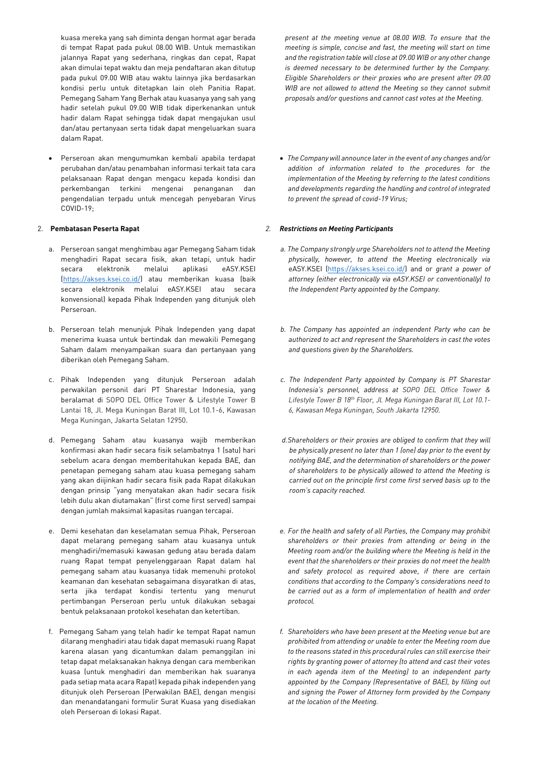kuasa mereka yang sah diminta dengan hormat agar berada di tempat Rapat pada pukul 08.00 WIB. Untuk memastikan jalannya Rapat yang sederhana, ringkas dan cepat, Rapat akan dimulai tepat waktu dan meja pendaftaran akan ditutup pada pukul 09.00 WIB atau waktu lainnya jika berdasarkan kondisi perlu untuk ditetapkan lain oleh Panitia Rapat. Pemegang Saham Yang Berhak atau kuasanya yang sah yang hadir setelah pukul 09.00 WIB tidak diperkenankan untuk hadir dalam Rapat sehingga tidak dapat mengajukan usul dan/atau pertanyaan serta tidak dapat mengeluarkan suara dalam Rapat.

*present at the meeting venue at 08.00 WIB. To ensure that the meeting is simple, concise and fast, the meeting will start on time and the registration table will close at 09.00 WIB or any other change is deemed necessary to be determined further by the Company. Eligible Shareholders or their proxies who are present after 09.00 WIB are not allowed to attend the Meeting so they cannot submit proposals and/or questions and cannot cast votes at the Meeting.*

- Perseroan akan mengumumkan kembali apabila terdapat perubahan dan/atau penambahan informasi terkait tata cara pelaksanaan Rapat dengan mengacu kepada kondisi dan perkembangan terkini mengenai penanganan dan pengendalian terpadu untuk mencegah penyebaran Virus COVID-19;

- *The Company will announce later in the event of any changes and/or addition of information related to the procedures for the implementation of the Meeting by referring to the latest conditions and developments regarding the handling and control of integrated to prevent the spread of covid-19 Virus;*

2. **Pembatasan Peserta Rapat**

2. ***Restrictions on Meeting Participants***

a. Perseroan sangat menghimbau agar Pemegang Saham tidak menghadiri Rapat secara fisik, akan tetapi, untuk hadir secara elektronik melalui aplikasi eASY.KSEI (https://akses.ksei.co.id/) atau memberikan kuasa (baik secara elektronik melalui eASY.KSEI atau secara konvensional) kepada Pihak Independen yang ditunjuk oleh Perseroan.

a. *The Company strongly urge Shareholders not to attend the Meeting physically, however, to attend the Meeting electronically via* eASY.KSEI (https://akses.ksei.co.id/) and or *grant a power of attorney (either electronically via eASY.KSEI or conventionally) to the Independent Party appointed by the Company.*

b. Perseroan telah menunjuk Pihak Independen yang dapat menerima kuasa untuk bertindak dan mewakili Pemegang Saham dalam menyampaikan suara dan pertanyaan yang diberikan oleh Pemegang Saham.

b. *The Company has appointed an independent Party who can be authorized to act and represent the Shareholders in cast the votes and questions given by the Shareholders.*

c. Pihak Independen yang ditunjuk Perseroan adalah perwakilan personil dari PT Sharestar Indonesia, yang beralamat di SOPO DEL Office Tower & Lifestyle Tower B Lantai 18, Jl. Mega Kuningan Barat III, Lot 10.1-6, Kawasan Mega Kuningan, Jakarta Selatan 12950.

c. *The Independent Party appointed by Company is PT Sharestar Indonesia's personnel, address at SOPO DEL Office Tower & Lifestyle Tower B 18th Floor, Jl. Mega Kuningan Barat III, Lot 10.1-6, Kawasan Mega Kuningan, South Jakarta 12950.*

d. Pemegang Saham atau kuasanya wajib memberikan konfirmasi akan hadir secara fisik selambatnya 1 (satu) hari sebelum acara dengan memberitahukan kepada BAE, dan penetapan pemegang saham atau kuasa pemegang saham yang akan diijinkan hadir secara fisik pada Rapat dilakukan dengan prinsip "yang menyatakan akan hadir secara fisik lebih dulu akan diutamakan" (first come first served) sampai dengan jumlah maksimal kapasitas ruangan tercapai.

d. *Shareholders or their proxies are obliged to confirm that they will be physically present no later than 1 (one) day prior to the event by notifying BAE, and the determination of shareholders or the power of shareholders to be physically allowed to attend the Meeting is carried out on the principle first come first served basis up to the room's capacity reached.*

e. Demi kesehatan dan keselamatan semua Pihak, Perseroan dapat melarang pemegang saham atau kuasanya untuk menghadiri/memasuki kawasan gedung atau berada dalam ruang Rapat tempat penyelenggaraan Rapat dalam hal pemegang saham atau kuasanya tidak memenuhi protokol keamanan dan kesehatan sebagaimana disyaratkan di atas, serta jika terdapat kondisi tertentu yang menurut pertimbangan Perseroan perlu untuk dilakukan sebagai bentuk pelaksanaan protokol kesehatan dan ketertiban.

e. *For the health and safety of all Parties, the Company may prohibit shareholders or their proxies from attending or being in the Meeting room and/or the building where the Meeting is held in the event that the shareholders or their proxies do not meet the health and safety protocol as required above, if there are certain conditions that according to the Company's considerations need to be carried out as a form of implementation of health and order protocol.*

f. Pemegang Saham yang telah hadir ke tempat Rapat namun dilarang menghadiri atau tidak dapat memasuki ruang Rapat karena alasan yang dicantumkan dalam pemanggilan ini tetap dapat melaksanakan haknya dengan cara memberikan kuasa (untuk menghadiri dan memberikan hak suaranya pada setiap mata acara Rapat) kepada pihak independen yang ditunjuk oleh Perseroan (Perwakilan BAE), dengan mengisi dan menandatangani formulir Surat Kuasa yang disediakan oleh Perseroan di lokasi Rapat.

f. *Shareholders who have been present at the Meeting venue but are prohibited from attending or unable to enter the Meeting room due to the reasons stated in this procedural rules can still exercise their rights by granting power of attorney (to attend and cast their votes in each agenda item of the Meeting) to an independent party appointed by the Company (Representative of BAE), by filling out and signing the Power of Attorney form provided by the Company at the location of the Meeting.*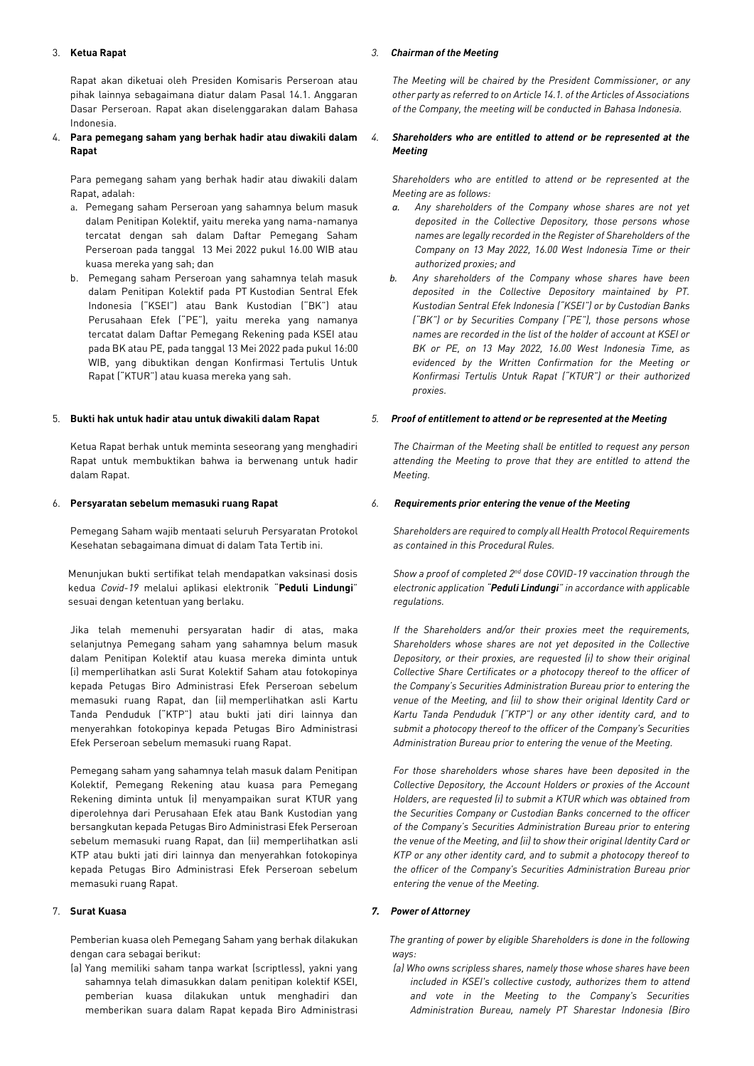3. **Ketua Rapat**

Rapat akan diketuai oleh Presiden Komisaris Perseroan atau pihak lainnya sebagaimana diatur dalam Pasal 14.1. Anggaran Dasar Perseroan. Rapat akan diselenggarakan dalam Bahasa Indonesia.

4. **Para pemegang saham yang berhak hadir atau diwakili dalam Rapat**

Para pemegang saham yang berhak hadir atau diwakili dalam Rapat, adalah:

a. Pemegang saham Perseroan yang sahamnya belum masuk dalam Penitipan Kolektif, yaitu mereka yang nama-namanya tercatat dengan sah dalam Daftar Pemegang Saham Perseroan pada tanggal 13 Mei 2022 pukul 16.00 WIB atau kuasa mereka yang sah; dan

b. Pemegang saham Perseroan yang sahamnya telah masuk dalam Penitipan Kolektif pada PT Kustodian Sentral Efek Indonesia ("KSEI") atau Bank Kustodian ("BK") atau Perusahaan Efek ("PE"), yaitu mereka yang namanya tercatat dalam Daftar Pemegang Rekening pada KSEI atau pada BK atau PE, pada tanggal 13 Mei 2022 pada pukul 16:00 WIB, yang dibuktikan dengan Konfirmasi Tertulis Untuk Rapat ("KTUR") atau kuasa mereka yang sah.

5. **Bukti hak untuk hadir atau untuk diwakili dalam Rapat**

Ketua Rapat berhak untuk meminta seseorang yang menghadiri Rapat untuk membuktikan bahwa ia berwenang untuk hadir dalam Rapat.

6. **Persyaratan sebelum memasuki ruang Rapat**

Pemegang Saham wajib mentaati seluruh Persyaratan Protokol Kesehatan sebagaimana dimuat di dalam Tata Tertib ini.

Menunjukan bukti sertifikat telah mendapatkan vaksinasi dosis kedua *Covid-19* melalui aplikasi elektronik "**Peduli Lindungi**" sesuai dengan ketentuan yang berlaku.

Jika telah memenuhi persyaratan hadir di atas, maka selanjutnya Pemegang saham yang sahamnya belum masuk dalam Penitipan Kolektif atau kuasa mereka diminta untuk (i) memperlihatkan asli Surat Kolektif Saham atau fotokopinya kepada Petugas Biro Administrasi Efek Perseroan sebelum memasuki ruang Rapat, dan (ii) memperlihatkan asli Kartu Tanda Penduduk ("KTP") atau bukti jati diri lainnya dan menyerahkan fotokopinya kepada Petugas Biro Administrasi Efek Perseroan sebelum memasuki ruang Rapat.

Pemegang saham yang sahamnya telah masuk dalam Penitipan Kolektif, Pemegang Rekening atau kuasa para Pemegang Rekening diminta untuk (i) menyampaikan surat KTUR yang diperolehnya dari Perusahaan Efek atau Bank Kustodian yang bersangkutan kepada Petugas Biro Administrasi Efek Perseroan sebelum memasuki ruang Rapat, dan (ii) memperlihatkan asli KTP atau bukti jati diri lainnya dan menyerahkan fotokopinya kepada Petugas Biro Administrasi Efek Perseroan sebelum memasuki ruang Rapat.

7. **Surat Kuasa**

Pemberian kuasa oleh Pemegang Saham yang berhak dilakukan dengan cara sebagai berikut:

(a) Yang memiliki saham tanpa warkat (scriptless), yakni yang sahamnya telah dimasukkan dalam penitipan kolektif KSEI, pemberian kuasa dilakukan untuk menghadiri dan memberikan suara dalam Rapat kepada Biro Administrasi

*3. **Chairman of the Meeting***

*The Meeting will be chaired by the President Commissioner, or any other party as referred to on Article 14.1. of the Articles of Associations of the Company, the meeting will be conducted in Bahasa Indonesia.*

*4. **Shareholders who are entitled to attend or be represented at the Meeting***

*Shareholders who are entitled to attend or be represented at the Meeting are as follows:*

*a. Any shareholders of the Company whose shares are not yet deposited in the Collective Depository, those persons whose names are legally recorded in the Register of Shareholders of the Company on 13 May 2022, 16.00 West Indonesia Time or their authorized proxies; and*

*b. Any shareholders of the Company whose shares have been deposited in the Collective Depository maintained by PT. Kustodian Sentral Efek Indonesia ("KSEI") or by Custodian Banks ("BK") or by Securities Company ("PE"), those persons whose names are recorded in the list of the holder of account at KSEI or BK or PE, on 13 May 2022, 16.00 West Indonesia Time, as evidenced by the Written Confirmation for the Meeting or Konfirmasi Tertulis Untuk Rapat ("KTUR") or their authorized proxies.*

*5. **Proof of entitlement to attend or be represented at the Meeting***

*The Chairman of the Meeting shall be entitled to request any person attending the Meeting to prove that they are entitled to attend the Meeting.*

*6. **Requirements prior entering the venue of the Meeting***

*Shareholders are required to comply all Health Protocol Requirements as contained in this Procedural Rules.*

*Show a proof of completed 2nd dose COVID-19 vaccination through the electronic application "**Peduli Lindungi**" in accordance with applicable regulations.*

*If the Shareholders and/or their proxies meet the requirements, Shareholders whose shares are not yet deposited in the Collective Depository, or their proxies, are requested (i) to show their original Collective Share Certificates or a photocopy thereof to the officer of the Company's Securities Administration Bureau prior to entering the venue of the Meeting, and (ii) to show their original Identity Card or Kartu Tanda Penduduk ("KTP") or any other identity card, and to submit a photocopy thereof to the officer of the Company's Securities Administration Bureau prior to entering the venue of the Meeting.*

*For those shareholders whose shares have been deposited in the Collective Depository, the Account Holders or proxies of the Account Holders, are requested (i) to submit a KTUR which was obtained from the Securities Company or Custodian Banks concerned to the officer of the Company's Securities Administration Bureau prior to entering the venue of the Meeting, and (ii) to show their original Identity Card or KTP or any other identity card, and to submit a photocopy thereof to the officer of the Company's Securities Administration Bureau prior entering the venue of the Meeting.*

***7. Power of Attorney***

*The granting of power by eligible Shareholders is done in the following ways:*

*(a) Who owns scripless shares, namely those whose shares have been included in KSEI's collective custody, authorizes them to attend and vote in the Meeting to the Company's Securities Administration Bureau, namely PT Sharestar Indonesia (Biro*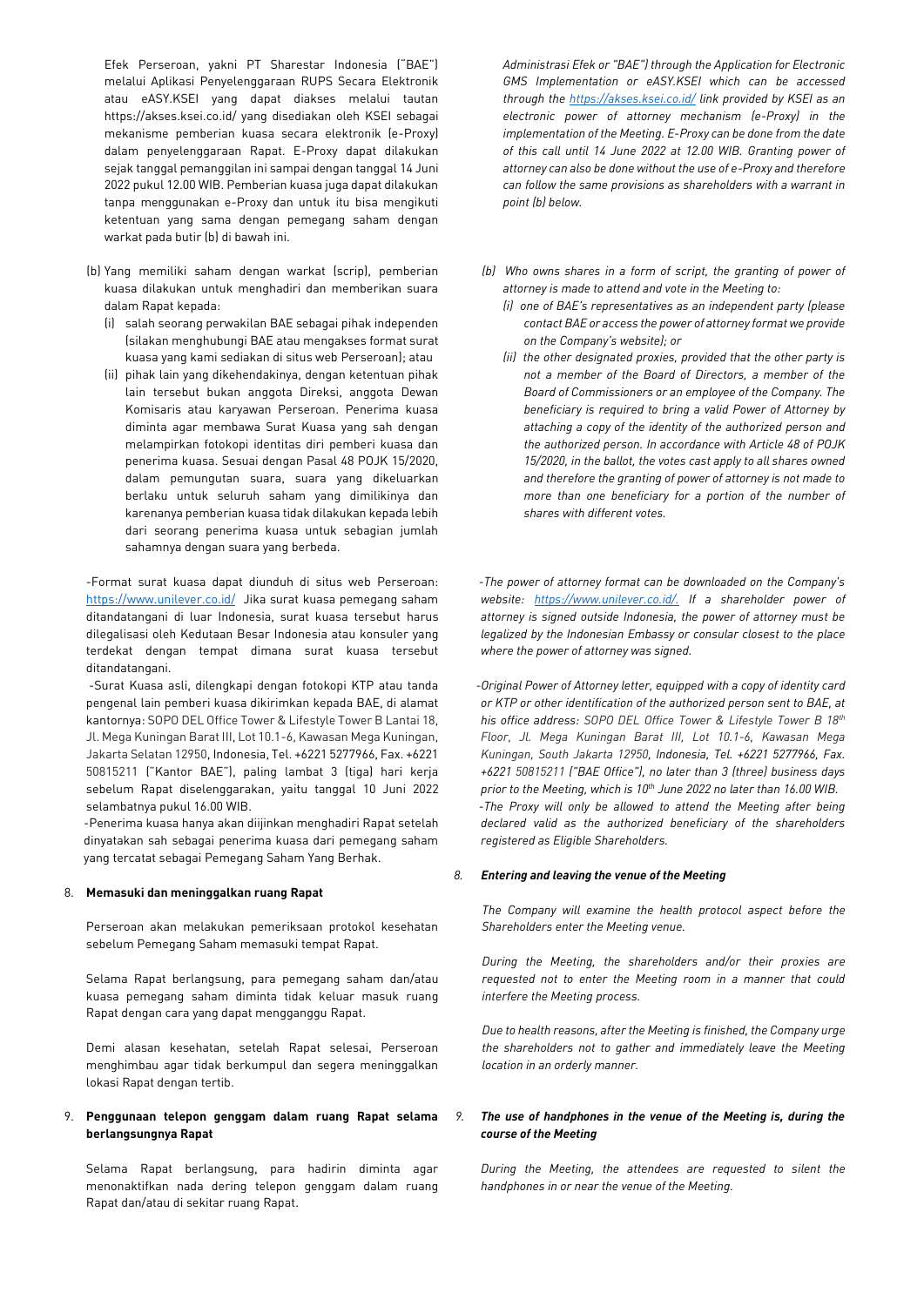Efek Perseroan, yakni PT Sharestar Indonesia ("BAE") melalui Aplikasi Penyelenggaraan RUPS Secara Elektronik atau eASY.KSEI yang dapat diakses melalui tautan https://akses.ksei.co.id/ yang disediakan oleh KSEI sebagai mekanisme pemberian kuasa secara elektronik (e-Proxy) dalam penyelenggaraan Rapat. E-Proxy dapat dilakukan sejak tanggal pemanggilan ini sampai dengan tanggal 14 Juni 2022 pukul 12.00 WIB. Pemberian kuasa juga dapat dilakukan tanpa menggunakan e-Proxy dan untuk itu bisa mengikuti ketentuan yang sama dengan pemegang saham dengan warkat pada butir (b) di bawah ini.

(b) Yang memiliki saham dengan warkat (scrip), pemberian kuasa dilakukan untuk menghadiri dan memberikan suara dalam Rapat kepada:
   (i) salah seorang perwakilan BAE sebagai pihak independen (silakan menghubungi BAE atau mengakses format surat kuasa yang kami sediakan di situs web Perseroan); atau
   (ii) pihak lain yang dikehendakinya, dengan ketentuan pihak lain tersebut bukan anggota Direksi, anggota Dewan Komisaris atau karyawan Perseroan. Penerima kuasa diminta agar membawa Surat Kuasa yang sah dengan melampirkan fotokopi identitas diri pemberi kuasa dan penerima kuasa. Sesuai dengan Pasal 48 POJK 15/2020, dalam pemungutan suara, suara yang dikeluarkan berlaku untuk seluruh saham yang dimilikinya dan karenanya pemberian kuasa tidak dilakukan kepada lebih dari seorang penerima kuasa untuk sebagian jumlah sahamnya dengan suara yang berbeda.

-Format surat kuasa dapat diunduh di situs web Perseroan: https://www.unilever.co.id/ Jika surat kuasa pemegang saham ditandatangani di luar Indonesia, surat kuasa tersebut harus dilegalisasi oleh Kedutaan Besar Indonesia atau konsuler yang terdekat dengan tempat dimana surat kuasa tersebut ditandatangani.

-Surat Kuasa asli, dilengkapi dengan fotokopi KTP atau tanda pengenal lain pemberi kuasa dikirimkan kepada BAE, di alamat kantornya: SOPO DEL Office Tower & Lifestyle Tower B Lantai 18, Jl. Mega Kuningan Barat III, Lot 10.1-6, Kawasan Mega Kuningan, Jakarta Selatan 12950, Indonesia, Tel. +6221 5277966, Fax. +6221 50815211 ("Kantor BAE"), paling lambat 3 (tiga) hari kerja sebelum Rapat diselenggarakan, yaitu tanggal 10 Juni 2022 selambatnya pukul 16.00 WIB.

-Penerima kuasa hanya akan diijinkan menghadiri Rapat setelah dinyatakan sah sebagai penerima kuasa dari pemegang saham yang tercatat sebagai Pemegang Saham Yang Berhak.

8. **Memasuki dan meninggalkan ruang Rapat**

Perseroan akan melakukan pemeriksaan protokol kesehatan sebelum Pemegang Saham memasuki tempat Rapat.

Selama Rapat berlangsung, para pemegang saham dan/atau kuasa pemegang saham diminta tidak keluar masuk ruang Rapat dengan cara yang dapat mengganggu Rapat.

Demi alasan kesehatan, setelah Rapat selesai, Perseroan menghimbau agar tidak berkumpul dan segera meninggalkan lokasi Rapat dengan tertib.

9. **Penggunaan telepon genggam dalam ruang Rapat selama berlangsungnya Rapat**

Selama Rapat berlangsung, para hadirin diminta agar menonaktifkan nada dering telepon genggam dalam ruang Rapat dan/atau di sekitar ruang Rapat.

*Administrasi Efek or "BAE") through the Application for Electronic GMS Implementation or eASY.KSEI which can be accessed through the https://akses.ksei.co.id/ link provided by KSEI as an electronic power of attorney mechanism (e-Proxy) in the implementation of the Meeting. E-Proxy can be done from the date of this call until 14 June 2022 at 12.00 WIB. Granting power of attorney can also be done without the use of e-Proxy and therefore can follow the same provisions as shareholders with a warrant in point (b) below.*

*(b) Who owns shares in a form of script, the granting of power of attorney is made to attend and vote in the Meeting to:*
   *(i) one of BAE's representatives as an independent party (please contact BAE or access the power of attorney format we provide on the Company's website); or*
   *(ii) the other designated proxies, provided that the other party is not a member of the Board of Directors, a member of the Board of Commissioners or an employee of the Company. The beneficiary is required to bring a valid Power of Attorney by attaching a copy of the identity of the authorized person and the authorized person. In accordance with Article 48 of POJK 15/2020, in the ballot, the votes cast apply to all shares owned and therefore the granting of power of attorney is not made to more than one beneficiary for a portion of the number of shares with different votes.*

*-The power of attorney format can be downloaded on the Company's website: https://www.unilever.co.id/. If a shareholder power of attorney is signed outside Indonesia, the power of attorney must be legalized by the Indonesian Embassy or consular closest to the place where the power of attorney was signed.*

*-Original Power of Attorney letter, equipped with a copy of identity card or KTP or other identification of the authorized person sent to BAE, at his office address: SOPO DEL Office Tower & Lifestyle Tower B 18th Floor, Jl. Mega Kuningan Barat III, Lot 10.1-6, Kawasan Mega Kuningan, South Jakarta 12950, Indonesia, Tel. +6221 5277966, Fax. +6221 50815211 ("BAE Office"), no later than 3 (three) business days prior to the Meeting, which is 10th June 2022 no later than 16.00 WIB.*

*-The Proxy will only be allowed to attend the Meeting after being declared valid as the authorized beneficiary of the shareholders registered as Eligible Shareholders.*

*8. **Entering and leaving the venue of the Meeting***

*The Company will examine the health protocol aspect before the Shareholders enter the Meeting venue.*

*During the Meeting, the shareholders and/or their proxies are requested not to enter the Meeting room in a manner that could interfere the Meeting process.*

*Due to health reasons, after the Meeting is finished, the Company urge the shareholders not to gather and immediately leave the Meeting location in an orderly manner.*

*9. **The use of handphones in the venue of the Meeting is, during the course of the Meeting***

*During the Meeting, the attendees are requested to silent the handphones in or near the venue of the Meeting.*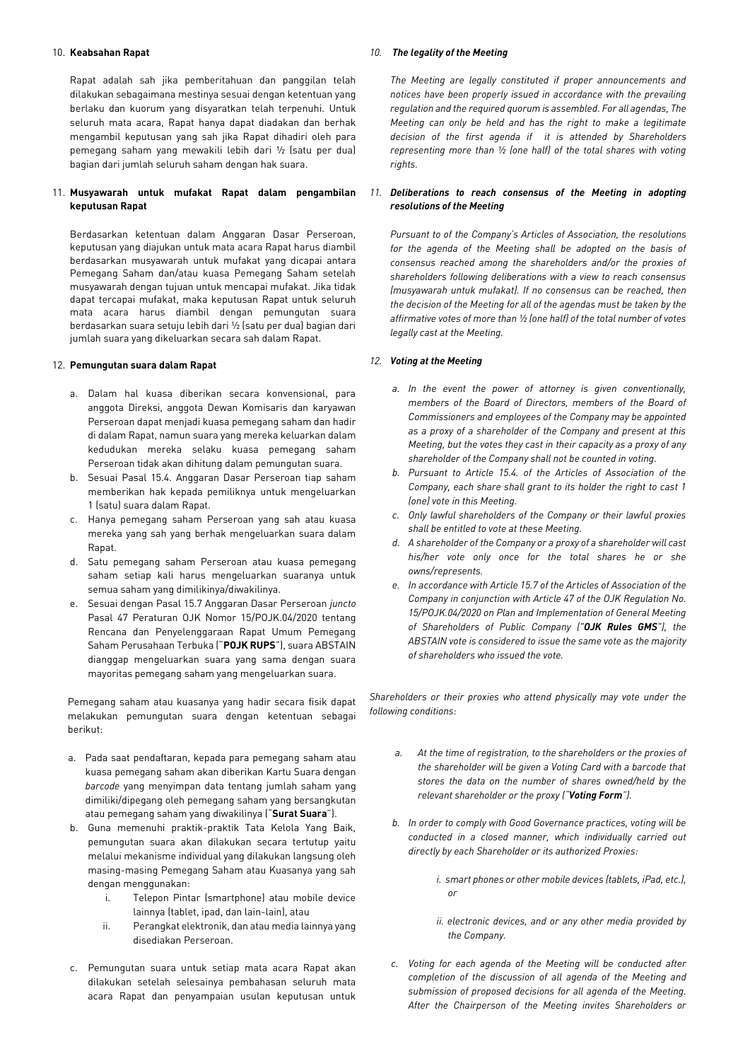10. **Keabsahan Rapat**

Rapat adalah sah jika pemberitahuan dan panggilan telah dilakukan sebagaimana mestinya sesuai dengan ketentuan yang berlaku dan kuorum yang disyaratkan telah terpenuhi. Untuk seluruh mata acara, Rapat hanya dapat diadakan dan berhak mengambil keputusan yang sah jika Rapat dihadiri oleh para pemegang saham yang mewakili lebih dari ½ (satu per dua) bagian dari jumlah seluruh saham dengan hak suara.

11. **Musyawarah untuk mufakat Rapat dalam pengambilan keputusan Rapat**

Berdasarkan ketentuan dalam Anggaran Dasar Perseroan, keputusan yang diajukan untuk mata acara Rapat harus diambil berdasarkan musyawarah untuk mufakat yang dicapai antara Pemegang Saham dan/atau kuasa Pemegang Saham setelah musyawarah dengan tujuan untuk mencapai mufakat. Jika tidak dapat tercapai mufakat, maka keputusan Rapat untuk seluruh mata acara harus diambil dengan pemungutan suara berdasarkan suara setuju lebih dari ½ (satu per dua) bagian dari jumlah suara yang dikeluarkan secara sah dalam Rapat.

12. **Pemungutan suara dalam Rapat**

a. Dalam hal kuasa diberikan secara konvensional, para anggota Direksi, anggota Dewan Komisaris dan karyawan Perseroan dapat menjadi kuasa pemegang saham dan hadir di dalam Rapat, namun suara yang mereka keluarkan dalam kedudukan mereka selaku kuasa pemegang saham Perseroan tidak akan dihitung dalam pemungutan suara.
b. Sesuai Pasal 15.4. Anggaran Dasar Perseroan tiap saham memberikan hak kepada pemiliknya untuk mengeluarkan 1 (satu) suara dalam Rapat.
c. Hanya pemegang saham Perseroan yang sah atau kuasa mereka yang sah yang berhak mengeluarkan suara dalam Rapat.
d. Satu pemegang saham Perseroan atau kuasa pemegang saham setiap kali harus mengeluarkan suaranya untuk semua saham yang dimilikinya/diwakilinya.
e. Sesuai dengan Pasal 15.7 Anggaran Dasar Perseroan *juncto* Pasal 47 Peraturan OJK Nomor 15/POJK.04/2020 tentang Rencana dan Penyelenggaraan Rapat Umum Pemegang Saham Perusahaan Terbuka ("**POJK RUPS**"), suara ABSTAIN dianggap mengeluarkan suara yang sama dengan suara mayoritas pemegang saham yang mengeluarkan suara.

Pemegang saham atau kuasanya yang hadir secara fisik dapat melakukan pemungutan suara dengan ketentuan sebagai berikut:

a. Pada saat pendaftaran, kepada para pemegang saham atau kuasa pemegang saham akan diberikan Kartu Suara dengan *barcode* yang menyimpan data tentang jumlah saham yang dimiliki/dipegang oleh pemegang saham yang bersangkutan atau pemegang saham yang diwakilinya ("**Surat Suara**").
b. Guna memenuhi praktik-praktik Tata Kelola Yang Baik, pemungutan suara akan dilakukan secara tertutup yaitu melalui mekanisme individual yang dilakukan langsung oleh masing-masing Pemegang Saham atau Kuasanya yang sah dengan menggunakan:
    i. Telepon Pintar (smartphone) atau mobile device lainnya (tablet, ipad, dan lain-lain), atau
    ii. Perangkat elektronik, dan atau media lainnya yang disediakan Perseroan.
c. Pemungutan suara untuk setiap mata acara Rapat akan dilakukan setelah selesainya pembahasan seluruh mata acara Rapat dan penyampaian usulan keputusan untuk

*10. **The legality of the Meeting***

*The Meeting are legally constituted if proper announcements and notices have been properly issued in accordance with the prevailing regulation and the required quorum is assembled. For all agendas, The Meeting can only be held and has the right to make a legitimate decision of the first agenda if it is attended by Shareholders representing more than ½ (one half) of the total shares with voting rights.*

*11. **Deliberations to reach consensus of the Meeting in adopting resolutions of the Meeting***

*Pursuant to of the Company's Articles of Association, the resolutions for the agenda of the Meeting shall be adopted on the basis of consensus reached among the shareholders and/or the proxies of shareholders following deliberations with a view to reach consensus (musyawarah untuk mufakat). If no consensus can be reached, then the decision of the Meeting for all of the agendas must be taken by the affirmative votes of more than ½ (one half) of the total number of votes legally cast at the Meeting.*

*12. **Voting at the Meeting***

*a. In the event the power of attorney is given conventionally, members of the Board of Directors, members of the Board of Commissioners and employees of the Company may be appointed as a proxy of a shareholder of the Company and present at this Meeting, but the votes they cast in their capacity as a proxy of any shareholder of the Company shall not be counted in voting.*
*b. Pursuant to Article 15.4. of the Articles of Association of the Company, each share shall grant to its holder the right to cast 1 (one) vote in this Meeting.*
*c. Only lawful shareholders of the Company or their lawful proxies shall be entitled to vote at these Meeting.*
*d. A shareholder of the Company or a proxy of a shareholder will cast his/her vote only once for the total shares he or she owns/represents.*
*e. In accordance with Article 15.7 of the Articles of Association of the Company in conjunction with Article 47 of the OJK Regulation No. 15/POJK.04/2020 on Plan and Implementation of General Meeting of Shareholders of Public Company ("**OJK Rules GMS**"), the ABSTAIN vote is considered to issue the same vote as the majority of shareholders who issued the vote.*

*Shareholders or their proxies who attend physically may vote under the following conditions:*

*a. At the time of registration, to the shareholders or the proxies of the shareholder will be given a Voting Card with a barcode that stores the data on the number of shares owned/held by the relevant shareholder or the proxy ("**Voting Form**").*
*b. In order to comply with Good Governance practices, voting will be conducted in a closed manner, which individually carried out directly by each Shareholder or its authorized Proxies:*
    *i. smart phones or other mobile devices (tablets, iPad, etc.), or*
    *ii. electronic devices, and or any other media provided by the Company.*
*c. Voting for each agenda of the Meeting will be conducted after completion of the discussion of all agenda of the Meeting and submission of proposed decisions for all agenda of the Meeting. After the Chairperson of the Meeting invites Shareholders or*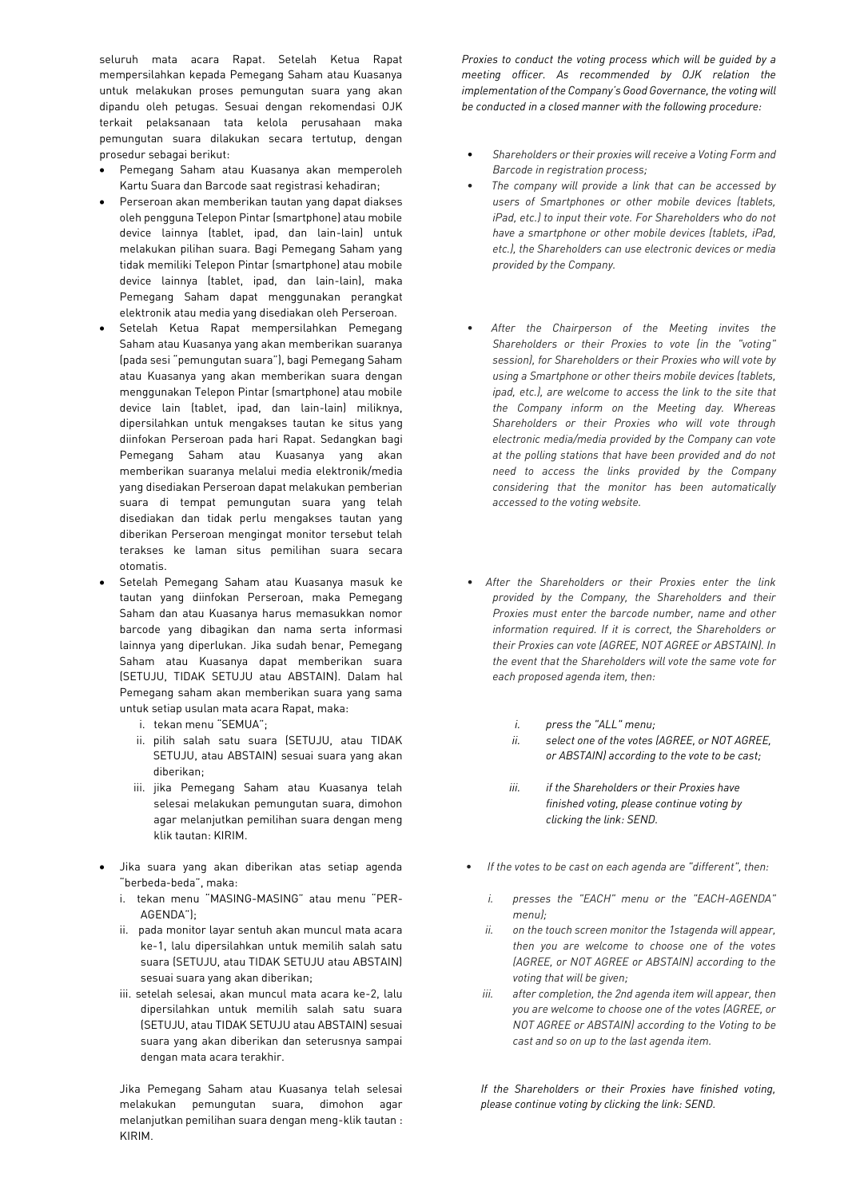seluruh mata acara Rapat. Setelah Ketua Rapat mempersilahkan kepada Pemegang Saham atau Kuasanya untuk melakukan proses pemungutan suara yang akan dipandu oleh petugas. Sesuai dengan rekomendasi OJK terkait pelaksanaan tata kelola perusahaan maka pemungutan suara dilakukan secara tertutup, dengan prosedur sebagai berikut:

- Pemegang Saham atau Kuasanya akan memperoleh Kartu Suara dan Barcode saat registrasi kehadiran;
- Perseroan akan memberikan tautan yang dapat diakses oleh pengguna Telepon Pintar (smartphone) atau mobile device lainnya (tablet, ipad, dan lain-lain) untuk melakukan pilihan suara. Bagi Pemegang Saham yang tidak memiliki Telepon Pintar (smartphone) atau mobile device lainnya (tablet, ipad, dan lain-lain), maka Pemegang Saham dapat menggunakan perangkat elektronik atau media yang disediakan oleh Perseroan.
- Setelah Ketua Rapat mempersilahkan Pemegang Saham atau Kuasanya yang akan memberikan suaranya (pada sesi "pemungutan suara"), bagi Pemegang Saham atau Kuasanya yang akan memberikan suara dengan menggunakan Telepon Pintar (smartphone) atau mobile device lain (tablet, ipad, dan lain-lain) miliknya, dipersilahkan untuk mengakses tautan ke situs yang diinfokan Perseroan pada hari Rapat. Sedangkan bagi Pemegang Saham atau Kuasanya yang akan memberikan suaranya melalui media elektronik/media yang disediakan Perseroan dapat melakukan pemberian suara di tempat pemungutan suara yang telah disediakan dan tidak perlu mengakses tautan yang diberikan Perseroan mengingat monitor tersebut telah terakses ke laman situs pemilihan suara secara otomatis.
- Setelah Pemegang Saham atau Kuasanya masuk ke tautan yang diinfokan Perseroan, maka Pemegang Saham dan atau Kuasanya harus memasukkan nomor barcode yang dibagikan dan nama serta informasi lainnya yang diperlukan. Jika sudah benar, Pemegang Saham atau Kuasanya dapat memberikan suara (SETUJU, TIDAK SETUJU atau ABSTAIN). Dalam hal Pemegang saham akan memberikan suara yang sama untuk setiap usulan mata acara Rapat, maka:
  i. tekan menu "SEMUA";
  ii. pilih salah satu suara (SETUJU, atau TIDAK SETUJU, atau ABSTAIN) sesuai suara yang akan diberikan;
  iii. jika Pemegang Saham atau Kuasanya telah selesai melakukan pemungutan suara, dimohon agar melanjutkan pemilihan suara dengan meng klik tautan: KIRIM.
- Jika suara yang akan diberikan atas setiap agenda "berbeda-beda", maka:
  i. tekan menu "MASING-MASING" atau menu "PER-AGENDA");
  ii. pada monitor layar sentuh akan muncul mata acara ke-1, lalu dipersilahkan untuk memilih salah satu suara (SETUJU, atau TIDAK SETUJU atau ABSTAIN) sesuai suara yang akan diberikan;
  iii. setelah selesai, akan muncul mata acara ke-2, lalu dipersilahkan untuk memilih salah satu suara (SETUJU, atau TIDAK SETUJU atau ABSTAIN) sesuai suara yang akan diberikan dan seterusnya sampai dengan mata acara terakhir.

  Jika Pemegang Saham atau Kuasanya telah selesai melakukan pemungutan suara, dimohon agar melanjutkan pemilihan suara dengan meng-klik tautan : KIRIM.

*Proxies to conduct the voting process which will be guided by a meeting officer. As recommended by OJK relation the implementation of the Company's Good Governance, the voting will be conducted in a closed manner with the following procedure:*

- *Shareholders or their proxies will receive a Voting Form and Barcode in registration process;*
- *The company will provide a link that can be accessed by users of Smartphones or other mobile devices (tablets, iPad, etc.) to input their vote. For Shareholders who do not have a smartphone or other mobile devices (tablets, iPad, etc.), the Shareholders can use electronic devices or media provided by the Company.*
- *After the Chairperson of the Meeting invites the Shareholders or their Proxies to vote (in the "voting" session), for Shareholders or their Proxies who will vote by using a Smartphone or other theirs mobile devices (tablets, ipad, etc.), are welcome to access the link to the site that the Company inform on the Meeting day. Whereas Shareholders or their Proxies who will vote through electronic media/media provided by the Company can vote at the polling stations that have been provided and do not need to access the links provided by the Company considering that the monitor has been automatically accessed to the voting website.*
- *After the Shareholders or their Proxies enter the link provided by the Company, the Shareholders and their Proxies must enter the barcode number, name and other information required. If it is correct, the Shareholders or their Proxies can vote (AGREE, NOT AGREE or ABSTAIN). In the event that the Shareholders will vote the same vote for each proposed agenda item, then:*
  *i. press the "ALL" menu;*
  *ii. select one of the votes (AGREE, or NOT AGREE, or ABSTAIN) according to the vote to be cast;*
  *iii. if the Shareholders or their Proxies have finished voting, please continue voting by clicking the link: SEND.*
- *If the votes to be cast on each agenda are "different", then:*
  *i. presses the "EACH" menu or the "EACH-AGENDA" menu);*
  *ii. on the touch screen monitor the 1stagenda will appear, then you are welcome to choose one of the votes (AGREE, or NOT AGREE or ABSTAIN) according to the voting that will be given;*
  *iii. after completion, the 2nd agenda item will appear, then you are welcome to choose one of the votes (AGREE, or NOT AGREE or ABSTAIN) according to the Voting to be cast and so on up to the last agenda item.*

  *If the Shareholders or their Proxies have finished voting, please continue voting by clicking the link: SEND.*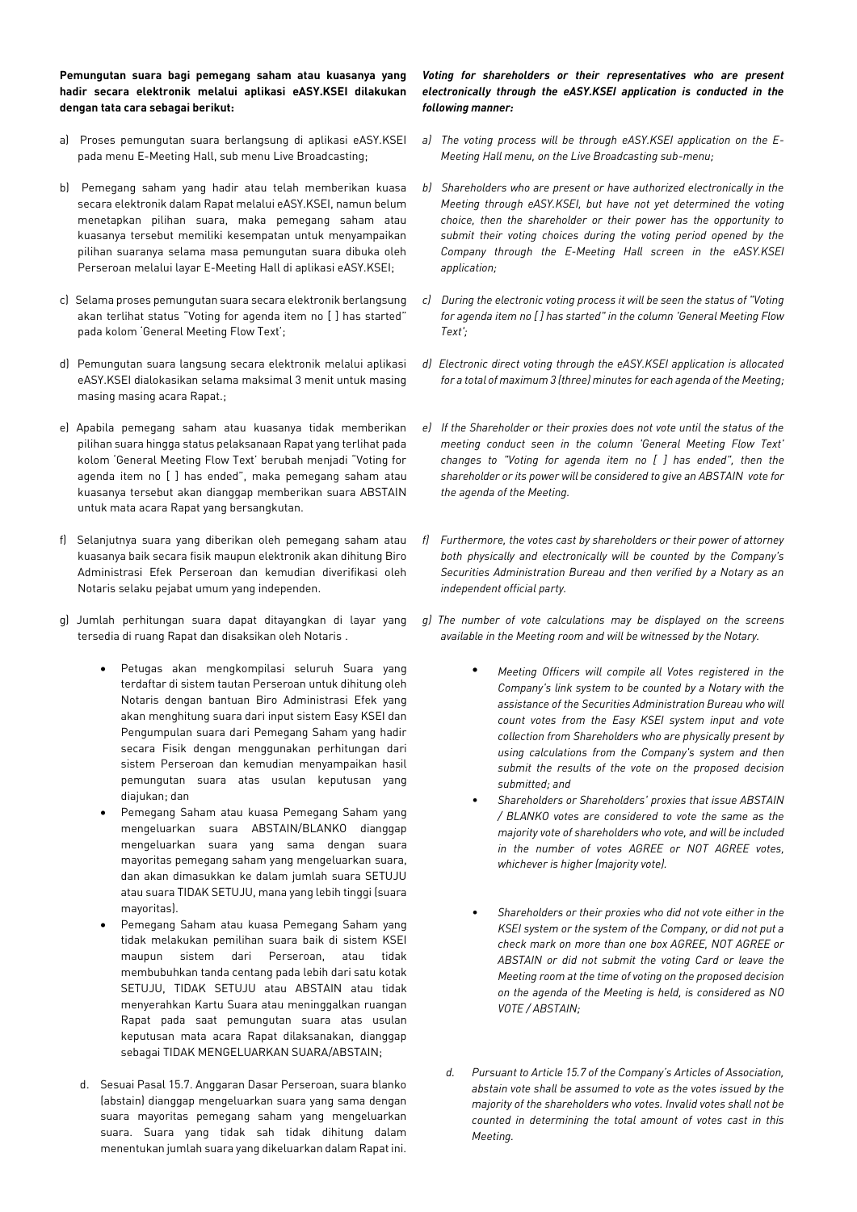**Pemungutan suara bagi pemegang saham atau kuasanya yang hadir secara elektronik melalui aplikasi eASY.KSEI dilakukan dengan tata cara sebagai berikut:**

a) Proses pemungutan suara berlangsung di aplikasi eASY.KSEI pada menu E-Meeting Hall, sub menu Live Broadcasting;

b) Pemegang saham yang hadir atau telah memberikan kuasa secara elektronik dalam Rapat melalui eASY.KSEI, namun belum menetapkan pilihan suara, maka pemegang saham atau kuasanya tersebut memiliki kesempatan untuk menyampaikan pilihan suaranya selama masa pemungutan suara dibuka oleh Perseroan melalui layar E-Meeting Hall di aplikasi eASY.KSEI;

c) Selama proses pemungutan suara secara elektronik berlangsung akan terlihat status "Voting for agenda item no [ ] has started" pada kolom 'General Meeting Flow Text';

d) Pemungutan suara langsung secara elektronik melalui aplikasi eASY.KSEI dialokasikan selama maksimal 3 menit untuk masing masing acara Rapat.;

e) Apabila pemegang saham atau kuasanya tidak memberikan pilihan suara hingga status pelaksanaan Rapat yang terlihat pada kolom 'General Meeting Flow Text' berubah menjadi "Voting for agenda item no [ ] has ended", maka pemegang saham atau kuasanya tersebut akan dianggap memberikan suara ABSTAIN untuk mata acara Rapat yang bersangkutan.

f) Selanjutnya suara yang diberikan oleh pemegang saham atau kuasanya baik secara fisik maupun elektronik akan dihitung Biro Administrasi Efek Perseroan dan kemudian diverifikasi oleh Notaris selaku pejabat umum yang independen.

g) Jumlah perhitungan suara dapat ditayangkan di layar yang tersedia di ruang Rapat dan disaksikan oleh Notaris .

- Petugas akan mengkompilasi seluruh Suara yang terdaftar di sistem tautan Perseroan untuk dihitung oleh Notaris dengan bantuan Biro Administrasi Efek yang akan menghitung suara dari input sistem Easy KSEI dan Pengumpulan suara dari Pemegang Saham yang hadir secara Fisik dengan menggunakan perhitungan dari sistem Perseroan dan kemudian menyampaikan hasil pemungutan suara atas usulan keputusan yang diajukan; dan
- Pemegang Saham atau kuasa Pemegang Saham yang mengeluarkan suara ABSTAIN/BLANKO dianggap mengeluarkan suara yang sama dengan suara mayoritas pemegang saham yang mengeluarkan suara, dan akan dimasukkan ke dalam jumlah suara SETUJU atau suara TIDAK SETUJU, mana yang lebih tinggi (suara mayoritas).
- Pemegang Saham atau kuasa Pemegang Saham yang tidak melakukan pemilihan suara baik di sistem KSEI maupun sistem dari Perseroan, atau tidak membubuhkan tanda centang pada lebih dari satu kotak SETUJU, TIDAK SETUJU atau ABSTAIN atau tidak menyerahkan Kartu Suara atau meninggalkan ruangan Rapat pada saat pemungutan suara atas usulan keputusan mata acara Rapat dilaksanakan, dianggap sebagai TIDAK MENGELUARKAN SUARA/ABSTAIN;

d. Sesuai Pasal 15.7. Anggaran Dasar Perseroan, suara blanko (abstain) dianggap mengeluarkan suara yang sama dengan suara mayoritas pemegang saham yang mengeluarkan suara. Suara yang tidak sah tidak dihitung dalam menentukan jumlah suara yang dikeluarkan dalam Rapat ini.

***Voting for shareholders or their representatives who are present electronically through the eASY.KSEI application is conducted in the following manner:***

*a) The voting process will be through eASY.KSEI application on the E-Meeting Hall menu, on the Live Broadcasting sub-menu;*

*b) Shareholders who are present or have authorized electronically in the Meeting through eASY.KSEI, but have not yet determined the voting choice, then the shareholder or their power has the opportunity to submit their voting choices during the voting period opened by the Company through the E-Meeting Hall screen in the eASY.KSEI application;*

*c) During the electronic voting process it will be seen the status of "Voting for agenda item no [ ] has started" in the column 'General Meeting Flow Text';*

*d) Electronic direct voting through the eASY.KSEI application is allocated for a total of maximum 3 (three) minutes for each agenda of the Meeting;*

*e) If the Shareholder or their proxies does not vote until the status of the meeting conduct seen in the column 'General Meeting Flow Text' changes to "Voting for agenda item no [ ] has ended", then the shareholder or its power will be considered to give an ABSTAIN vote for the agenda of the Meeting.*

*f) Furthermore, the votes cast by shareholders or their power of attorney both physically and electronically will be counted by the Company's Securities Administration Bureau and then verified by a Notary as an independent official party.*

*g) The number of vote calculations may be displayed on the screens available in the Meeting room and will be witnessed by the Notary.*

- *Meeting Officers will compile all Votes registered in the Company's link system to be counted by a Notary with the assistance of the Securities Administration Bureau who will count votes from the Easy KSEI system input and vote collection from Shareholders who are physically present by using calculations from the Company's system and then submit the results of the vote on the proposed decision submitted; and*
- *Shareholders or Shareholders' proxies that issue ABSTAIN / BLANKO votes are considered to vote the same as the majority vote of shareholders who vote, and will be included in the number of votes AGREE or NOT AGREE votes, whichever is higher (majority vote).*
- *Shareholders or their proxies who did not vote either in the KSEI system or the system of the Company, or did not put a check mark on more than one box AGREE, NOT AGREE or ABSTAIN or did not submit the voting Card or leave the Meeting room at the time of voting on the proposed decision on the agenda of the Meeting is held, is considered as NO VOTE / ABSTAIN;*

*d. Pursuant to Article 15.7 of the Company's Articles of Association, abstain vote shall be assumed to vote as the votes issued by the majority of the shareholders who votes. Invalid votes shall not be counted in determining the total amount of votes cast in this Meeting.*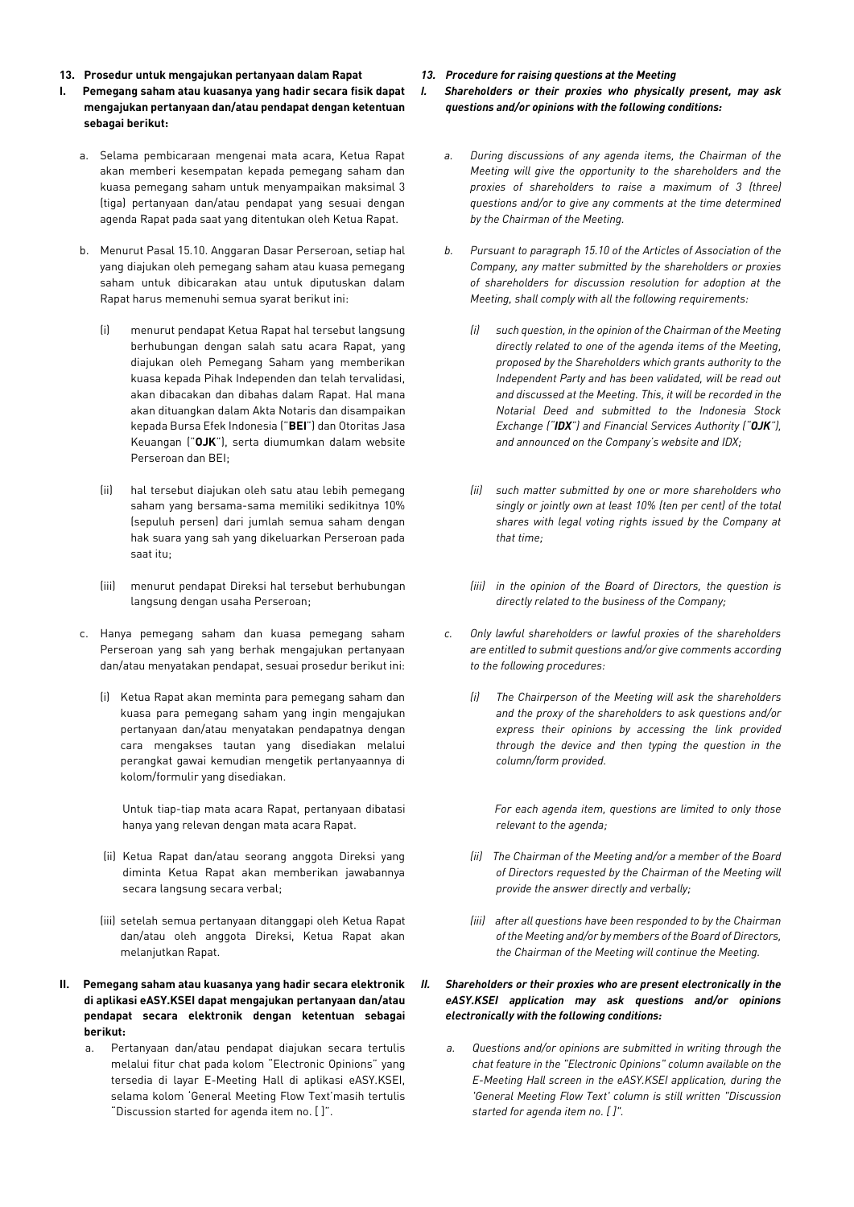**13. Prosedur untuk mengajukan pertanyaan dalam Rapat**

**I. Pemegang saham atau kuasanya yang hadir secara fisik dapat mengajukan pertanyaan dan/atau pendapat dengan ketentuan sebagai berikut:**

a. Selama pembicaraan mengenai mata acara, Ketua Rapat akan memberi kesempatan kepada pemegang saham dan kuasa pemegang saham untuk menyampaikan maksimal 3 (tiga) pertanyaan dan/atau pendapat yang sesuai dengan agenda Rapat pada saat yang ditentukan oleh Ketua Rapat.

b. Menurut Pasal 15.10. Anggaran Dasar Perseroan, setiap hal yang diajukan oleh pemegang saham atau kuasa pemegang saham untuk dibicarakan atau untuk diputuskan dalam Rapat harus memenuhi semua syarat berikut ini:

(i) menurut pendapat Ketua Rapat hal tersebut langsung berhubungan dengan salah satu acara Rapat, yang diajukan oleh Pemegang Saham yang memberikan kuasa kepada Pihak Independen dan telah tervalidasi, akan dibacakan dan dibahas dalam Rapat. Hal mana akan dituangkan dalam Akta Notaris dan disampaikan kepada Bursa Efek Indonesia ("**BEI**") dan Otoritas Jasa Keuangan ("**OJK**"), serta diumumkan dalam website Perseroan dan BEI;

(ii) hal tersebut diajukan oleh satu atau lebih pemegang saham yang bersama-sama memiliki sedikitnya 10% (sepuluh persen) dari jumlah semua saham dengan hak suara yang sah yang dikeluarkan Perseroan pada saat itu;

(iii) menurut pendapat Direksi hal tersebut berhubungan langsung dengan usaha Perseroan;

c. Hanya pemegang saham dan kuasa pemegang saham Perseroan yang sah yang berhak mengajukan pertanyaan dan/atau menyatakan pendapat, sesuai prosedur berikut ini:

(i) Ketua Rapat akan meminta para pemegang saham dan kuasa para pemegang saham yang ingin mengajukan pertanyaan dan/atau menyatakan pendapatnya dengan cara mengakses tautan yang disediakan melalui perangkat gawai kemudian mengetik pertanyaannya di kolom/formulir yang disediakan.

Untuk tiap-tiap mata acara Rapat, pertanyaan dibatasi hanya yang relevan dengan mata acara Rapat.

(ii) Ketua Rapat dan/atau seorang anggota Direksi yang diminta Ketua Rapat akan memberikan jawabannya secara langsung secara verbal;

(iii) setelah semua pertanyaan ditanggapi oleh Ketua Rapat dan/atau oleh anggota Direksi, Ketua Rapat akan melanjutkan Rapat.

**II. Pemegang saham atau kuasanya yang hadir secara elektronik di aplikasi eASY.KSEI dapat mengajukan pertanyaan dan/atau pendapat secara elektronik dengan ketentuan sebagai berikut:**

a. Pertanyaan dan/atau pendapat diajukan secara tertulis melalui fitur chat pada kolom "Electronic Opinions" yang tersedia di layar E-Meeting Hall di aplikasi eASY.KSEI, selama kolom 'General Meeting Flow Text'masih tertulis "Discussion started for agenda item no. [ ]".

***13. Procedure for raising questions at the Meeting***

***I. Shareholders or their proxies who physically present, may ask questions and/or opinions with the following conditions:***

*a. During discussions of any agenda items, the Chairman of the Meeting will give the opportunity to the shareholders and the proxies of shareholders to raise a maximum of 3 (three) questions and/or to give any comments at the time determined by the Chairman of the Meeting.*

*b. Pursuant to paragraph 15.10 of the Articles of Association of the Company, any matter submitted by the shareholders or proxies of shareholders for discussion resolution for adoption at the Meeting, shall comply with all the following requirements:*

*(i) such question, in the opinion of the Chairman of the Meeting directly related to one of the agenda items of the Meeting, proposed by the Shareholders which grants authority to the Independent Party and has been validated, will be read out and discussed at the Meeting. This, it will be recorded in the Notarial Deed and submitted to the Indonesia Stock Exchange ("**IDX**") and Financial Services Authority ("**OJK**"), and announced on the Company's website and IDX;*

*(ii) such matter submitted by one or more shareholders who singly or jointly own at least 10% (ten per cent) of the total shares with legal voting rights issued by the Company at that time;*

*(iii) in the opinion of the Board of Directors, the question is directly related to the business of the Company;*

*c. Only lawful shareholders or lawful proxies of the shareholders are entitled to submit questions and/or give comments according to the following procedures:*

*(i) The Chairperson of the Meeting will ask the shareholders and the proxy of the shareholders to ask questions and/or express their opinions by accessing the link provided through the device and then typing the question in the column/form provided.*

*For each agenda item, questions are limited to only those relevant to the agenda;*

*(ii) The Chairman of the Meeting and/or a member of the Board of Directors requested by the Chairman of the Meeting will provide the answer directly and verbally;*

*(iii) after all questions have been responded to by the Chairman of the Meeting and/or by members of the Board of Directors, the Chairman of the Meeting will continue the Meeting.*

***II. Shareholders or their proxies who are present electronically in the eASY.KSEI application may ask questions and/or opinions electronically with the following conditions:***

*a. Questions and/or opinions are submitted in writing through the chat feature in the "Electronic Opinions" column available on the E-Meeting Hall screen in the eASY.KSEI application, during the 'General Meeting Flow Text' column is still written "Discussion started for agenda item no. [ ]".*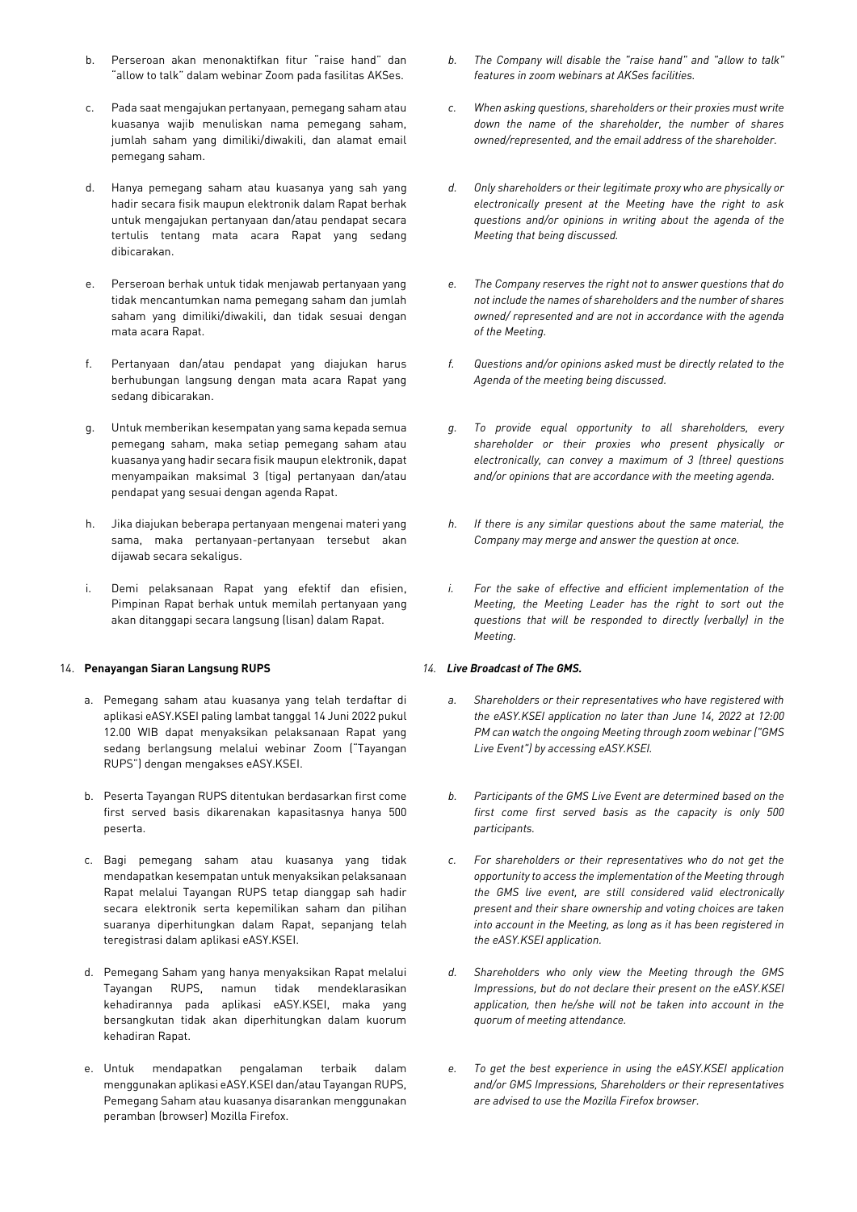b. Perseroan akan menonaktifkan fitur "raise hand" dan "allow to talk" dalam webinar Zoom pada fasilitas AKSes.

c. Pada saat mengajukan pertanyaan, pemegang saham atau kuasanya wajib menuliskan nama pemegang saham, jumlah saham yang dimiliki/diwakili, dan alamat email pemegang saham.

d. Hanya pemegang saham atau kuasanya yang sah yang hadir secara fisik maupun elektronik dalam Rapat berhak untuk mengajukan pertanyaan dan/atau pendapat secara tertulis tentang mata acara Rapat yang sedang dibicarakan.

e. Perseroan berhak untuk tidak menjawab pertanyaan yang tidak mencantumkan nama pemegang saham dan jumlah saham yang dimiliki/diwakili, dan tidak sesuai dengan mata acara Rapat.

f. Pertanyaan dan/atau pendapat yang diajukan harus berhubungan langsung dengan mata acara Rapat yang sedang dibicarakan.

g. Untuk memberikan kesempatan yang sama kepada semua pemegang saham, maka setiap pemegang saham atau kuasanya yang hadir secara fisik maupun elektronik, dapat menyampaikan maksimal 3 (tiga) pertanyaan dan/atau pendapat yang sesuai dengan agenda Rapat.

h. Jika diajukan beberapa pertanyaan mengenai materi yang sama, maka pertanyaan-pertanyaan tersebut akan dijawab secara sekaligus.

i. Demi pelaksanaan Rapat yang efektif dan efisien, Pimpinan Rapat berhak untuk memilah pertanyaan yang akan ditanggapi secara langsung (lisan) dalam Rapat.

14. **Penayangan Siaran Langsung RUPS**

a. Pemegang saham atau kuasanya yang telah terdaftar di aplikasi eASY.KSEI paling lambat tanggal 14 Juni 2022 pukul 12.00 WIB dapat menyaksikan pelaksanaan Rapat yang sedang berlangsung melalui webinar Zoom ("Tayangan RUPS") dengan mengakses eASY.KSEI.

b. Peserta Tayangan RUPS ditentukan berdasarkan first come first served basis dikarenakan kapasitasnya hanya 500 peserta.

c. Bagi pemegang saham atau kuasanya yang tidak mendapatkan kesempatan untuk menyaksikan pelaksanaan Rapat melalui Tayangan RUPS tetap dianggap sah hadir secara elektronik serta kepemilikan saham dan pilihan suaranya diperhitungkan dalam Rapat, sepanjang telah teregistrasi dalam aplikasi eASY.KSEI.

d. Pemegang Saham yang hanya menyaksikan Rapat melalui Tayangan RUPS, namun tidak mendeklarasikan kehadirannya pada aplikasi eASY.KSEI, maka yang bersangkutan tidak akan diperhitungkan dalam kuorum kehadiran Rapat.

e. Untuk mendapatkan pengalaman terbaik dalam menggunakan aplikasi eASY.KSEI dan/atau Tayangan RUPS, Pemegang Saham atau kuasanya disarankan menggunakan peramban (browser) Mozilla Firefox.

*b. The Company will disable the "raise hand" and "allow to talk" features in zoom webinars at AKSes facilities.*

*c. When asking questions, shareholders or their proxies must write down the name of the shareholder, the number of shares owned/represented, and the email address of the shareholder.*

*d. Only shareholders or their legitimate proxy who are physically or electronically present at the Meeting have the right to ask questions and/or opinions in writing about the agenda of the Meeting that being discussed.*

*e. The Company reserves the right not to answer questions that do not include the names of shareholders and the number of shares owned/ represented and are not in accordance with the agenda of the Meeting.*

*f. Questions and/or opinions asked must be directly related to the Agenda of the meeting being discussed.*

*g. To provide equal opportunity to all shareholders, every shareholder or their proxies who present physically or electronically, can convey a maximum of 3 (three) questions and/or opinions that are accordance with the meeting agenda.*

*h. If there is any similar questions about the same material, the Company may merge and answer the question at once.*

*i. For the sake of effective and efficient implementation of the Meeting, the Meeting Leader has the right to sort out the questions that will be responded to directly (verbally) in the Meeting.*

*14. **Live Broadcast of The GMS.***

*a. Shareholders or their representatives who have registered with the eASY.KSEI application no later than June 14, 2022 at 12:00 PM can watch the ongoing Meeting through zoom webinar ("GMS Live Event") by accessing eASY.KSEI.*

*b. Participants of the GMS Live Event are determined based on the first come first served basis as the capacity is only 500 participants.*

*c. For shareholders or their representatives who do not get the opportunity to access the implementation of the Meeting through the GMS live event, are still considered valid electronically present and their share ownership and voting choices are taken into account in the Meeting, as long as it has been registered in the eASY.KSEI application.*

*d. Shareholders who only view the Meeting through the GMS Impressions, but do not declare their present on the eASY.KSEI application, then he/she will not be taken into account in the quorum of meeting attendance.*

*e. To get the best experience in using the eASY.KSEI application and/or GMS Impressions, Shareholders or their representatives are advised to use the Mozilla Firefox browser.*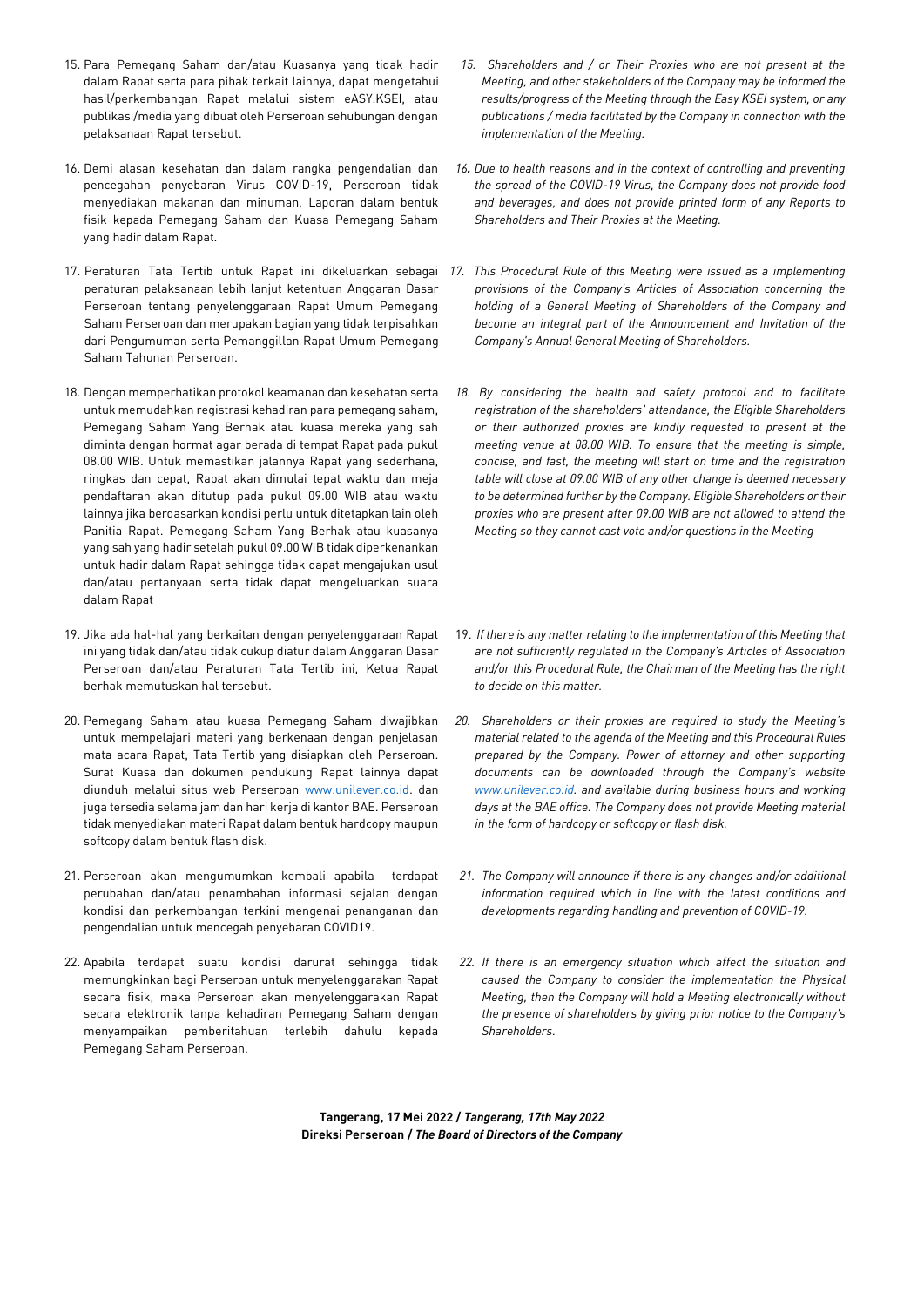15. Para Pemegang Saham dan/atau Kuasanya yang tidak hadir dalam Rapat serta para pihak terkait lainnya, dapat mengetahui hasil/perkembangan Rapat melalui sistem eASY.KSEI, atau publikasi/media yang dibuat oleh Perseroan sehubungan dengan pelaksanaan Rapat tersebut.

*15. Shareholders and / or Their Proxies who are not present at the Meeting, and other stakeholders of the Company may be informed the results/progress of the Meeting through the Easy KSEI system, or any publications / media facilitated by the Company in connection with the implementation of the Meeting.*

16. Demi alasan kesehatan dan dalam rangka pengendalian dan pencegahan penyebaran Virus COVID-19, Perseroan tidak menyediakan makanan dan minuman, Laporan dalam bentuk fisik kepada Pemegang Saham dan Kuasa Pemegang Saham yang hadir dalam Rapat.

*16. Due to health reasons and in the context of controlling and preventing the spread of the COVID-19 Virus, the Company does not provide food and beverages, and does not provide printed form of any Reports to Shareholders and Their Proxies at the Meeting.*

17. Peraturan Tata Tertib untuk Rapat ini dikeluarkan sebagai peraturan pelaksanaan lebih lanjut ketentuan Anggaran Dasar Perseroan tentang penyelenggaraan Rapat Umum Pemegang Saham Perseroan dan merupakan bagian yang tidak terpisahkan dari Pengumuman serta Pemanggillan Rapat Umum Pemegang Saham Tahunan Perseroan.

*17. This Procedural Rule of this Meeting were issued as a implementing provisions of the Company's Articles of Association concerning the holding of a General Meeting of Shareholders of the Company and become an integral part of the Announcement and Invitation of the Company's Annual General Meeting of Shareholders.*

18. Dengan memperhatikan protokol keamanan dan kesehatan serta untuk memudahkan registrasi kehadiran para pemegang saham, Pemegang Saham Yang Berhak atau kuasa mereka yang sah diminta dengan hormat agar berada di tempat Rapat pada pukul 08.00 WIB. Untuk memastikan jalannya Rapat yang sederhana, ringkas dan cepat, Rapat akan dimulai tepat waktu dan meja pendaftaran akan ditutup pada pukul 09.00 WIB atau waktu lainnya jika berdasarkan kondisi perlu untuk ditetapkan lain oleh Panitia Rapat. Pemegang Saham Yang Berhak atau kuasanya yang sah yang hadir setelah pukul 09.00 WIB tidak diperkenankan untuk hadir dalam Rapat sehingga tidak dapat mengajukan usul dan/atau pertanyaan serta tidak dapat mengeluarkan suara dalam Rapat

*18. By considering the health and safety protocol and to facilitate registration of the shareholders' attendance, the Eligible Shareholders or their authorized proxies are kindly requested to present at the meeting venue at 08.00 WIB. To ensure that the meeting is simple, concise, and fast, the meeting will start on time and the registration table will close at 09.00 WIB of any other change is deemed necessary to be determined further by the Company. Eligible Shareholders or their proxies who are present after 09.00 WIB are not allowed to attend the Meeting so they cannot cast vote and/or questions in the Meeting*

19. Jika ada hal-hal yang berkaitan dengan penyelenggaraan Rapat ini yang tidak dan/atau tidak cukup diatur dalam Anggaran Dasar Perseroan dan/atau Peraturan Tata Tertib ini, Ketua Rapat berhak memutuskan hal tersebut.

19. *If there is any matter relating to the implementation of this Meeting that are not sufficiently regulated in the Company's Articles of Association and/or this Procedural Rule, the Chairman of the Meeting has the right to decide on this matter.*

20. Pemegang Saham atau kuasa Pemegang Saham diwajibkan untuk mempelajari materi yang berkenaan dengan penjelasan mata acara Rapat, Tata Tertib yang disiapkan oleh Perseroan. Surat Kuasa dan dokumen pendukung Rapat lainnya dapat diunduh melalui situs web Perseroan www.unilever.co.id. dan juga tersedia selama jam dan hari kerja di kantor BAE. Perseroan tidak menyediakan materi Rapat dalam bentuk hardcopy maupun softcopy dalam bentuk flash disk.

*20. Shareholders or their proxies are required to study the Meeting's material related to the agenda of the Meeting and this Procedural Rules prepared by the Company. Power of attorney and other supporting documents can be downloaded through the Company's website www.unilever.co.id. and available during business hours and working days at the BAE office. The Company does not provide Meeting material in the form of hardcopy or softcopy or flash disk.*

21. Perseroan akan mengumumkan kembali apabila terdapat perubahan dan/atau penambahan informasi sejalan dengan kondisi dan perkembangan terkini mengenai penanganan dan pengendalian untuk mencegah penyebaran COVID19.

*21. The Company will announce if there is any changes and/or additional information required which in line with the latest conditions and developments regarding handling and prevention of COVID-19.*

22. Apabila terdapat suatu kondisi darurat sehingga tidak memungkinkan bagi Perseroan untuk menyelenggarakan Rapat secara fisik, maka Perseroan akan menyelenggarakan Rapat secara elektronik tanpa kehadiran Pemegang Saham dengan menyampaikan pemberitahuan terlebih dahulu kepada Pemegang Saham Perseroan.

*22. If there is an emergency situation which affect the situation and caused the Company to consider the implementation the Physical Meeting, then the Company will hold a Meeting electronically without the presence of shareholders by giving prior notice to the Company's Shareholders.*

**Tangerang, 17 Mei 2022 / *Tangerang, 17th May 2022***
**Direksi Perseroan / *The Board of Directors of the Company***